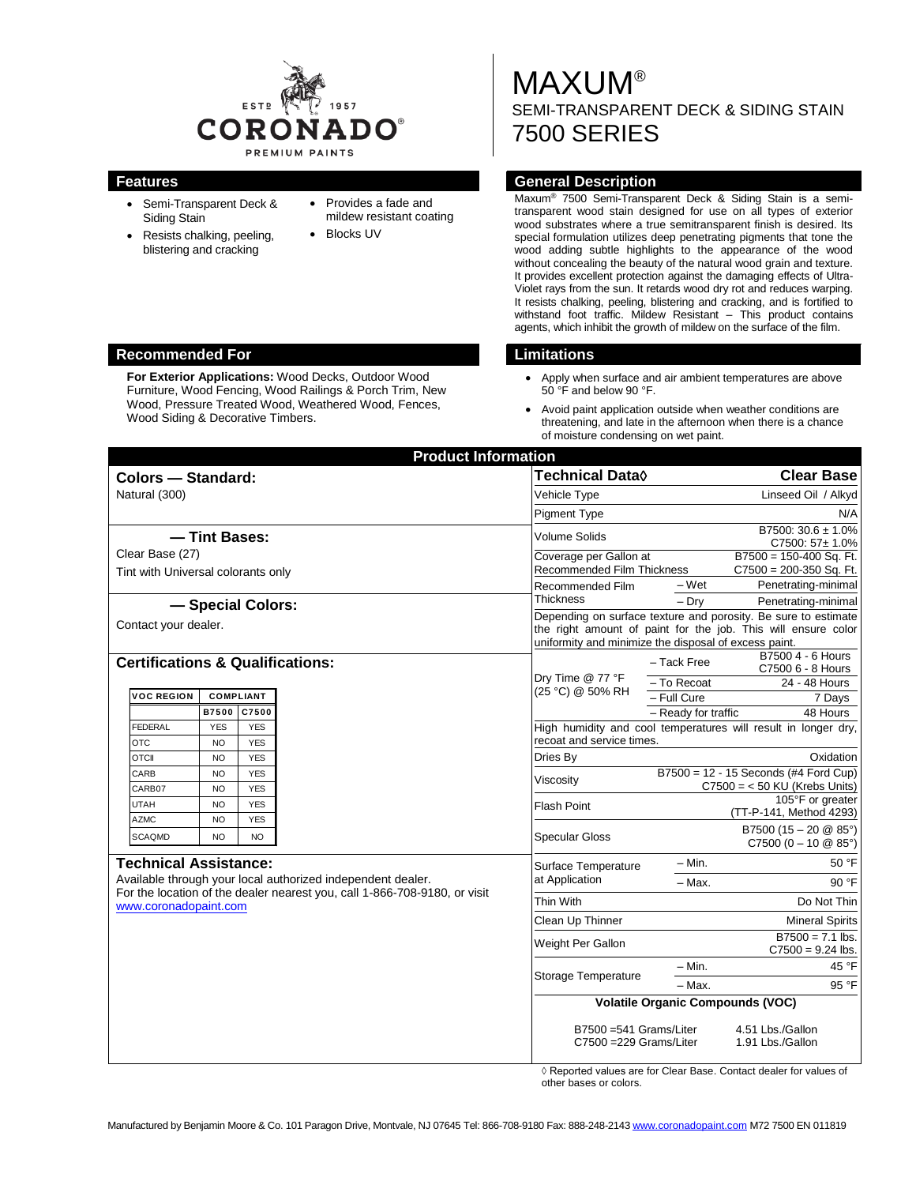# MAXUM®

## SEMI-TRANSPARENT DECK & SIDING STAIN

## 7500 SERIES

### Features

- Semi-Transparent Deck & Siding Stain
- Resists chalking, peeling, blistering and cracking
- Provides a fade and mildew resistant coating
- Blocks UV

### General Description

Maxum® 7500 Semi-Transparent Deck & Siding Stain is a semi-transparent wood stain designed for use on all types of exterior wood substrates where a true semitransparent finish is desired. Its special formulation utilizes deep penetrating pigments that tone the wood adding subtle highlights to the appearance of the wood without concealing the beauty of the natural wood grain and texture. It provides excellent protection against the damaging effects of Ultra-Violet rays from the sun. It retards wood dry rot and reduces warping. It resists chalking, peeling, blistering and cracking, and is fortified to withstand foot traffic. Mildew Resistant – This product contains agents, which inhibit the growth of mildew on the surface of the film.

### Recommended For

**For Exterior Applications:** Wood Decks, Outdoor Wood Furniture, Wood Fencing, Wood Railings & Porch Trim, New Wood, Pressure Treated Wood, Weathered Wood, Fences, Wood Siding & Decorative Timbers.

### Limitations

- Apply when surface and air ambient temperatures are above 50 °F and below 90 °F.
- Avoid paint application outside when weather conditions are threatening, and late in the afternoon when there is a chance of moisture condensing on wet paint.

## Product Information

### Colors — Standard:

Natural (300)

### — Tint Bases:

Clear Base (27)

Tint with Universal colorants only

### — Special Colors:

Contact your dealer.

### Certifications & Qualifications:

| VOC REGION | COMPLIANT | |
|---|---|---|
| | B7500 | C7500 |
| FEDERAL | YES | YES |
| OTC | NO | YES |
| OTCII | NO | YES |
| CARB | NO | YES |
| CARB07 | NO | YES |
| UTAH | NO | YES |
| AZMC | NO | YES |
| SCAQMD | NO | NO |

### Technical Assistance:

Available through your local authorized independent dealer. For the location of the dealer nearest you, call 1-866-708-9180, or visit www.coronadopaint.com

| Technical Data◊ | | Clear Base |
|---|---|---|
| Vehicle Type | | Linseed Oil / Alkyd |
| Pigment Type | | N/A |
| Volume Solids | | B7500: 30.6 ± 1.0%<br>C7500: 57± 1.0% |
| Coverage per Gallon at Recommended Film Thickness | | B7500 = 150-400 Sq. Ft.<br>C7500 = 200-350 Sq. Ft. |
| Recommended Film Thickness | – Wet | Penetrating-minimal |
| | – Dry | Penetrating-minimal |
| Depending on surface texture and porosity. Be sure to estimate the right amount of paint for the job. This will ensure color uniformity and minimize the disposal of excess paint. | | |
| Dry Time @ 77 °F (25 °C) @ 50% RH | – Tack Free | B7500 4 - 6 Hours<br>C7500 6 - 8 Hours |
| | – To Recoat | 24 - 48 Hours |
| | – Full Cure | 7 Days |
| | – Ready for traffic | 48 Hours |
| High humidity and cool temperatures will result in longer dry, recoat and service times. | | |
| Dries By | | Oxidation |
| Viscosity | | B7500 = 12 - 15 Seconds (#4 Ford Cup)<br>C7500 = < 50 KU (Krebs Units) |
| Flash Point | | 105°F or greater (TT-P-141, Method 4293) |
| Specular Gloss | | B7500 (15 – 20 @ 85°)<br>C7500 (0 – 10 @ 85°) |
| Surface Temperature at Application | – Min. | 50 °F |
| | – Max. | 90 °F |
| Thin With | | Do Not Thin |
| Clean Up Thinner | | Mineral Spirits |
| Weight Per Gallon | | B7500 = 7.1 lbs.<br>C7500 = 9.24 lbs. |
| Storage Temperature | – Min. | 45 °F |
| | – Max. | 95 °F |

**Volatile Organic Compounds (VOC)**

| | |
|---|---|
| B7500 =541 Grams/Liter | 4.51 Lbs./Gallon |
| C7500 =229 Grams/Liter | 1.91 Lbs./Gallon |

◊ Reported values are for Clear Base. Contact dealer for values of other bases or colors.

Manufactured by Benjamin Moore & Co. 101 Paragon Drive, Montvale, NJ 07645 Tel: 866-708-9180 Fax: 888-248-2143 www.coronadopaint.com M72 7500 EN 011819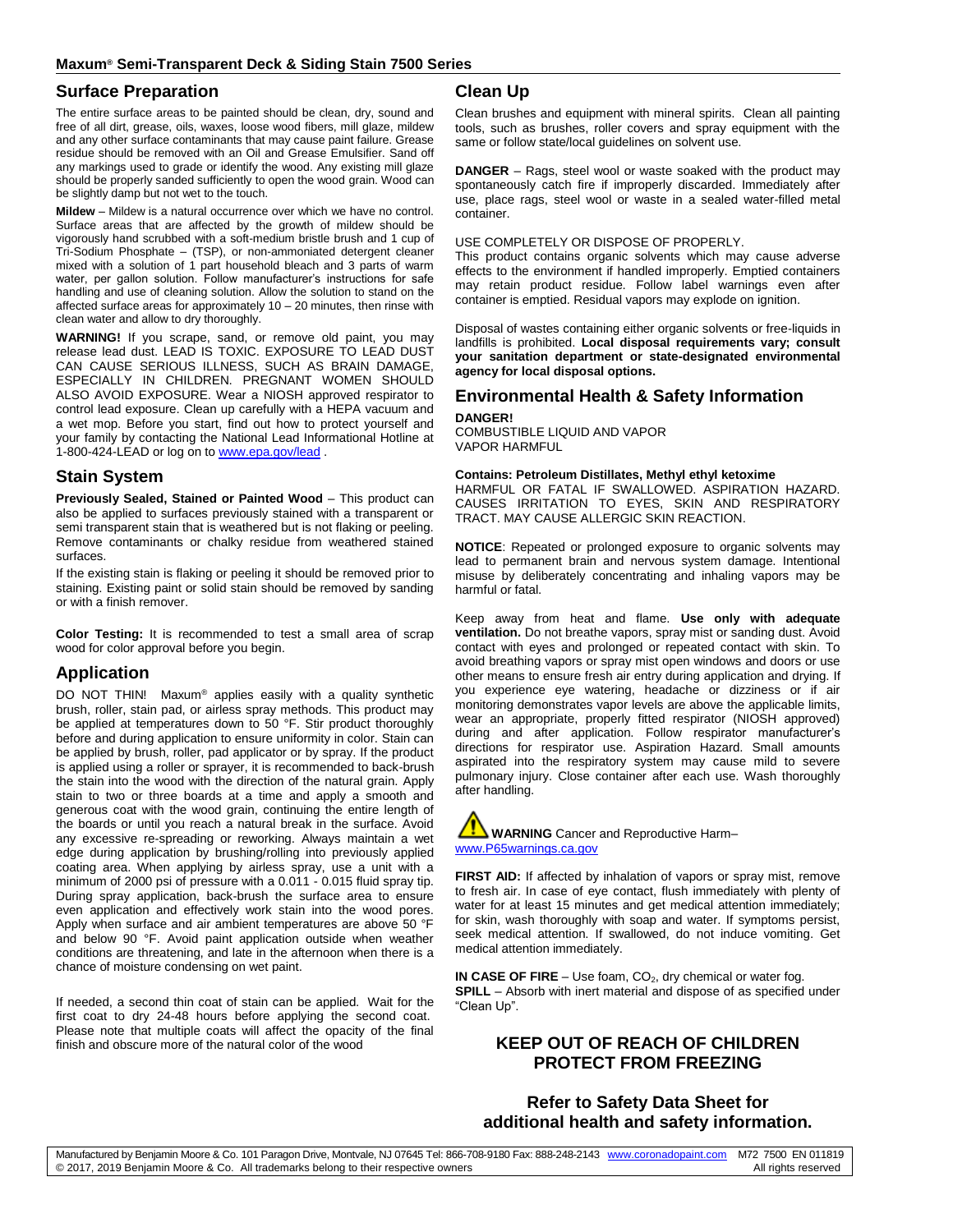## Surface Preparation

The entire surface areas to be painted should be clean, dry, sound and free of all dirt, grease, oils, waxes, loose wood fibers, mill glaze, mildew and any other surface contaminants that may cause paint failure. Grease residue should be removed with an Oil and Grease Emulsifier. Sand off any markings used to grade or identify the wood. Any existing mill glaze should be properly sanded sufficiently to open the wood grain. Wood can be slightly damp but not wet to the touch.

**Mildew** – Mildew is a natural occurrence over which we have no control. Surface areas that are affected by the growth of mildew should be vigorously hand scrubbed with a soft-medium bristle brush and 1 cup of Tri-Sodium Phosphate – (TSP), or non-ammoniated detergent cleaner mixed with a solution of 1 part household bleach and 3 parts of warm water, per gallon solution. Follow manufacturer's instructions for safe handling and use of cleaning solution. Allow the solution to stand on the affected surface areas for approximately 10 – 20 minutes, then rinse with clean water and allow to dry thoroughly.

**WARNING!** If you scrape, sand, or remove old paint, you may release lead dust. LEAD IS TOXIC. EXPOSURE TO LEAD DUST CAN CAUSE SERIOUS ILLNESS, SUCH AS BRAIN DAMAGE, ESPECIALLY IN CHILDREN. PREGNANT WOMEN SHOULD ALSO AVOID EXPOSURE. Wear a NIOSH approved respirator to control lead exposure. Clean up carefully with a HEPA vacuum and a wet mop. Before you start, find out how to protect yourself and your family by contacting the National Lead Informational Hotline at 1-800-424-LEAD or log on to www.epa.gov/lead .

## Stain System

**Previously Sealed, Stained or Painted Wood** – This product can also be applied to surfaces previously stained with a transparent or semi transparent stain that is weathered but is not flaking or peeling. Remove contaminants or chalky residue from weathered stained surfaces.

If the existing stain is flaking or peeling it should be removed prior to staining. Existing paint or solid stain should be removed by sanding or with a finish remover.

**Color Testing:** It is recommended to test a small area of scrap wood for color approval before you begin.

## Application

DO NOT THIN! Maxum® applies easily with a quality synthetic brush, roller, stain pad, or airless spray methods. This product may be applied at temperatures down to 50 °F. Stir product thoroughly before and during application to ensure uniformity in color. Stain can be applied by brush, roller, pad applicator or by spray. If the product is applied using a roller or sprayer, it is recommended to back-brush the stain into the wood with the direction of the natural grain. Apply stain to two or three boards at a time and apply a smooth and generous coat with the wood grain, continuing the entire length of the boards or until you reach a natural break in the surface. Avoid any excessive re-spreading or reworking. Always maintain a wet edge during application by brushing/rolling into previously applied coating area. When applying by airless spray, use a unit with a minimum of 2000 psi of pressure with a 0.011 - 0.015 fluid spray tip. During spray application, back-brush the surface area to ensure even application and effectively work stain into the wood pores. Apply when surface and air ambient temperatures are above 50 °F and below 90 °F. Avoid paint application outside when weather conditions are threatening, and late in the afternoon when there is a chance of moisture condensing on wet paint.

If needed, a second thin coat of stain can be applied. Wait for the first coat to dry 24-48 hours before applying the second coat. Please note that multiple coats will affect the opacity of the final finish and obscure more of the natural color of the wood

## Clean Up

Clean brushes and equipment with mineral spirits. Clean all painting tools, such as brushes, roller covers and spray equipment with the same or follow state/local guidelines on solvent use.

**DANGER** – Rags, steel wool or waste soaked with the product may spontaneously catch fire if improperly discarded. Immediately after use, place rags, steel wool or waste in a sealed water-filled metal container.

USE COMPLETELY OR DISPOSE OF PROPERLY.
This product contains organic solvents which may cause adverse effects to the environment if handled improperly. Emptied containers may retain product residue. Follow label warnings even after container is emptied. Residual vapors may explode on ignition.

Disposal of wastes containing either organic solvents or free-liquids in landfills is prohibited. **Local disposal requirements vary; consult your sanitation department or state-designated environmental agency for local disposal options.**

## Environmental Health & Safety Information

**DANGER!**
COMBUSTIBLE LIQUID AND VAPOR
VAPOR HARMFUL

**Contains: Petroleum Distillates, Methyl ethyl ketoxime**
HARMFUL OR FATAL IF SWALLOWED. ASPIRATION HAZARD. CAUSES IRRITATION TO EYES, SKIN AND RESPIRATORY TRACT. MAY CAUSE ALLERGIC SKIN REACTION.

**NOTICE**: Repeated or prolonged exposure to organic solvents may lead to permanent brain and nervous system damage. Intentional misuse by deliberately concentrating and inhaling vapors may be harmful or fatal.

Keep away from heat and flame. **Use only with adequate ventilation.** Do not breathe vapors, spray mist or sanding dust. Avoid contact with eyes and prolonged or repeated contact with skin. To avoid breathing vapors or spray mist open windows and doors or use other means to ensure fresh air entry during application and drying. If you experience eye watering, headache or dizziness or if air monitoring demonstrates vapor levels are above the applicable limits, wear an appropriate, properly fitted respirator (NIOSH approved) during and after application. Follow respirator manufacturer's directions for respirator use. Aspiration Hazard. Small amounts aspirated into the respiratory system may cause mild to severe pulmonary injury. Close container after each use. Wash thoroughly after handling.

**WARNING** Cancer and Reproductive Harm– www.P65warnings.ca.gov

**FIRST AID:** If affected by inhalation of vapors or spray mist, remove to fresh air. In case of eye contact, flush immediately with plenty of water for at least 15 minutes and get medical attention immediately; for skin, wash thoroughly with soap and water. If symptoms persist, seek medical attention. If swallowed, do not induce vomiting. Get medical attention immediately.

**IN CASE OF FIRE** – Use foam, $CO_2$, dry chemical or water fog.
**SPILL** – Absorb with inert material and dispose of as specified under "Clean Up".

**KEEP OUT OF REACH OF CHILDREN**
**PROTECT FROM FREEZING**

**Refer to Safety Data Sheet for additional health and safety information.**

Manufactured by Benjamin Moore & Co. 101 Paragon Drive, Montvale, NJ 07645 Tel: 866-708-9180 Fax: 888-248-2143 www.coronadopaint.com M72 7500 EN 011819
© 2017, 2019 Benjamin Moore & Co. All trademarks belong to their respective owners All rights reserved